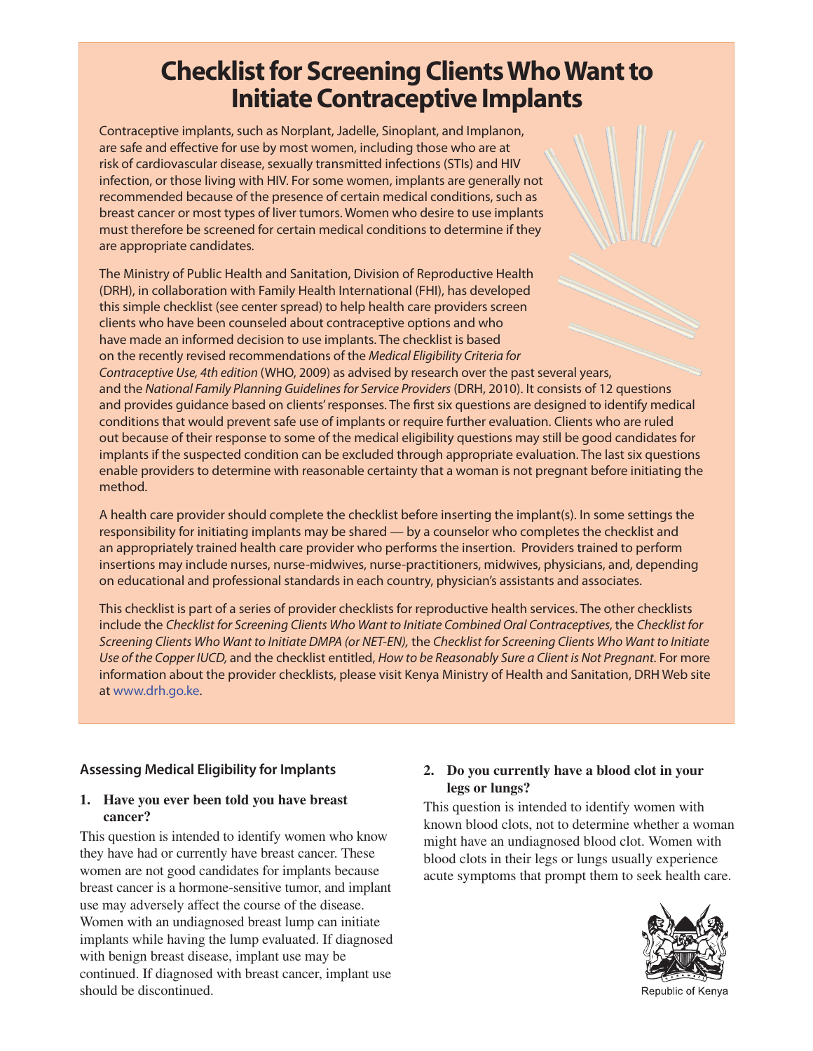# Checklist for Screening Clients Who Want to Initiate Contraceptive Implants

Contraceptive implants, such as Norplant, Jadelle, Sinoplant, and Implanon, are safe and effective for use by most women, including those who are at risk of cardiovascular disease, sexually transmitted infections (STIs) and HIV infection, or those living with HIV. For some women, implants are generally not recommended because of the presence of certain medical conditions, such as breast cancer or most types of liver tumors. Women who desire to use implants must therefore be screened for certain medical conditions to determine if they are appropriate candidates.

The Ministry of Public Health and Sanitation, Division of Reproductive Health (DRH), in collaboration with Family Health International (FHI), has developed this simple checklist (see center spread) to help health care providers screen clients who have been counseled about contraceptive options and who have made an informed decision to use implants. The checklist is based on the recently revised recommendations of the *Medical Eligibility Criteria for Contraceptive Use, 4th edition* (WHO, 2009) as advised by research over the past several years, and the *National Family Planning Guidelines for Service Providers* (DRH, 2010). It consists of 12 questions and provides guidance based on clients' responses. The first six questions are designed to identify medical conditions that would prevent safe use of implants or require further evaluation. Clients who are ruled out because of their response to some of the medical eligibility questions may still be good candidates for implants if the suspected condition can be excluded through appropriate evaluation. The last six questions enable providers to determine with reasonable certainty that a woman is not pregnant before initiating the method.

A health care provider should complete the checklist before inserting the implant(s). In some settings the responsibility for initiating implants may be shared — by a counselor who completes the checklist and an appropriately trained health care provider who performs the insertion. Providers trained to perform insertions may include nurses, nurse-midwives, nurse-practitioners, midwives, physicians, and, depending on educational and professional standards in each country, physician's assistants and associates.

This checklist is part of a series of provider checklists for reproductive health services. The other checklists include the *Checklist for Screening Clients Who Want to Initiate Combined Oral Contraceptives,* the *Checklist for Screening Clients Who Want to Initiate DMPA (or NET-EN),* the *Checklist for Screening Clients Who Want to Initiate Use of the Copper IUCD,* and the checklist entitled, *How to be Reasonably Sure a Client is Not Pregnant.* For more information about the provider checklists, please visit Kenya Ministry of Health and Sanitation, DRH Web site at www.drh.go.ke.

## Assessing Medical Eligibility for Implants

**1. Have you ever been told you have breast cancer?**

This question is intended to identify women who know they have had or currently have breast cancer. These women are not good candidates for implants because breast cancer is a hormone-sensitive tumor, and implant use may adversely affect the course of the disease. Women with an undiagnosed breast lump can initiate implants while having the lump evaluated. If diagnosed with benign breast disease, implant use may be continued. If diagnosed with breast cancer, implant use should be discontinued.

**2. Do you currently have a blood clot in your legs or lungs?**

This question is intended to identify women with known blood clots, not to determine whether a woman might have an undiagnosed blood clot. Women with blood clots in their legs or lungs usually experience acute symptoms that prompt them to seek health care.

Republic of Kenya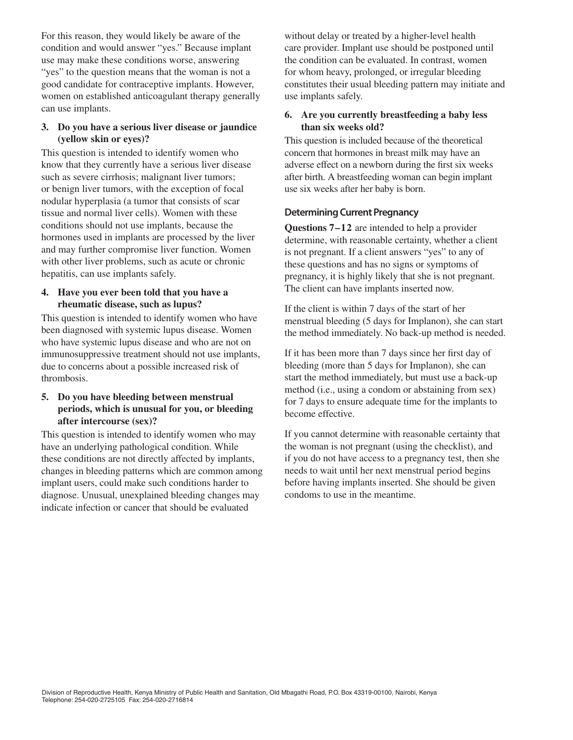For this reason, they would likely be aware of the condition and would answer "yes." Because implant use may make these conditions worse, answering "yes" to the question means that the woman is not a good candidate for contraceptive implants. However, women on established anticoagulant therapy generally can use implants.

**3. Do you have a serious liver disease or jaundice (yellow skin or eyes)?**

This question is intended to identify women who know that they currently have a serious liver disease such as severe cirrhosis; malignant liver tumors; or benign liver tumors, with the exception of focal nodular hyperplasia (a tumor that consists of scar tissue and normal liver cells). Women with these conditions should not use implants, because the hormones used in implants are processed by the liver and may further compromise liver function. Women with other liver problems, such as acute or chronic hepatitis, can use implants safely.

**4. Have you ever been told that you have a rheumatic disease, such as lupus?**

This question is intended to identify women who have been diagnosed with systemic lupus disease. Women who have systemic lupus disease and who are not on immunosuppressive treatment should not use implants, due to concerns about a possible increased risk of thrombosis.

**5. Do you have bleeding between menstrual periods, which is unusual for you, or bleeding after intercourse (sex)?**

This question is intended to identify women who may have an underlying pathological condition. While these conditions are not directly affected by implants, changes in bleeding patterns which are common among implant users, could make such conditions harder to diagnose. Unusual, unexplained bleeding changes may indicate infection or cancer that should be evaluated without delay or treated by a higher-level health care provider. Implant use should be postponed until the condition can be evaluated. In contrast, women for whom heavy, prolonged, or irregular bleeding constitutes their usual bleeding pattern may initiate and use implants safely.

**6. Are you currently breastfeeding a baby less than six weeks old?**

This question is included because of the theoretical concern that hormones in breast milk may have an adverse effect on a newborn during the first six weeks after birth. A breastfeeding woman can begin implant use six weeks after her baby is born.

## Determining Current Pregnancy

**Questions 7–12** are intended to help a provider determine, with reasonable certainty, whether a client is not pregnant. If a client answers "yes" to any of these questions and has no signs or symptoms of pregnancy, it is highly likely that she is not pregnant. The client can have implants inserted now.

If the client is within 7 days of the start of her menstrual bleeding (5 days for Implanon), she can start the method immediately. No back-up method is needed.

If it has been more than 7 days since her first day of bleeding (more than 5 days for Implanon), she can start the method immediately, but must use a back-up method (i.e., using a condom or abstaining from sex) for 7 days to ensure adequate time for the implants to become effective.

If you cannot determine with reasonable certainty that the woman is not pregnant (using the checklist), and if you do not have access to a pregnancy test, then she needs to wait until her next menstrual period begins before having implants inserted. She should be given condoms to use in the meantime.

Division of Reproductive Health, Kenya Ministry of Public Health and Sanitation, Old Mbagathi Road, P.O. Box 43319-00100, Nairobi, Kenya
Telephone: 254-020-2725105 Fax: 254-020-2716814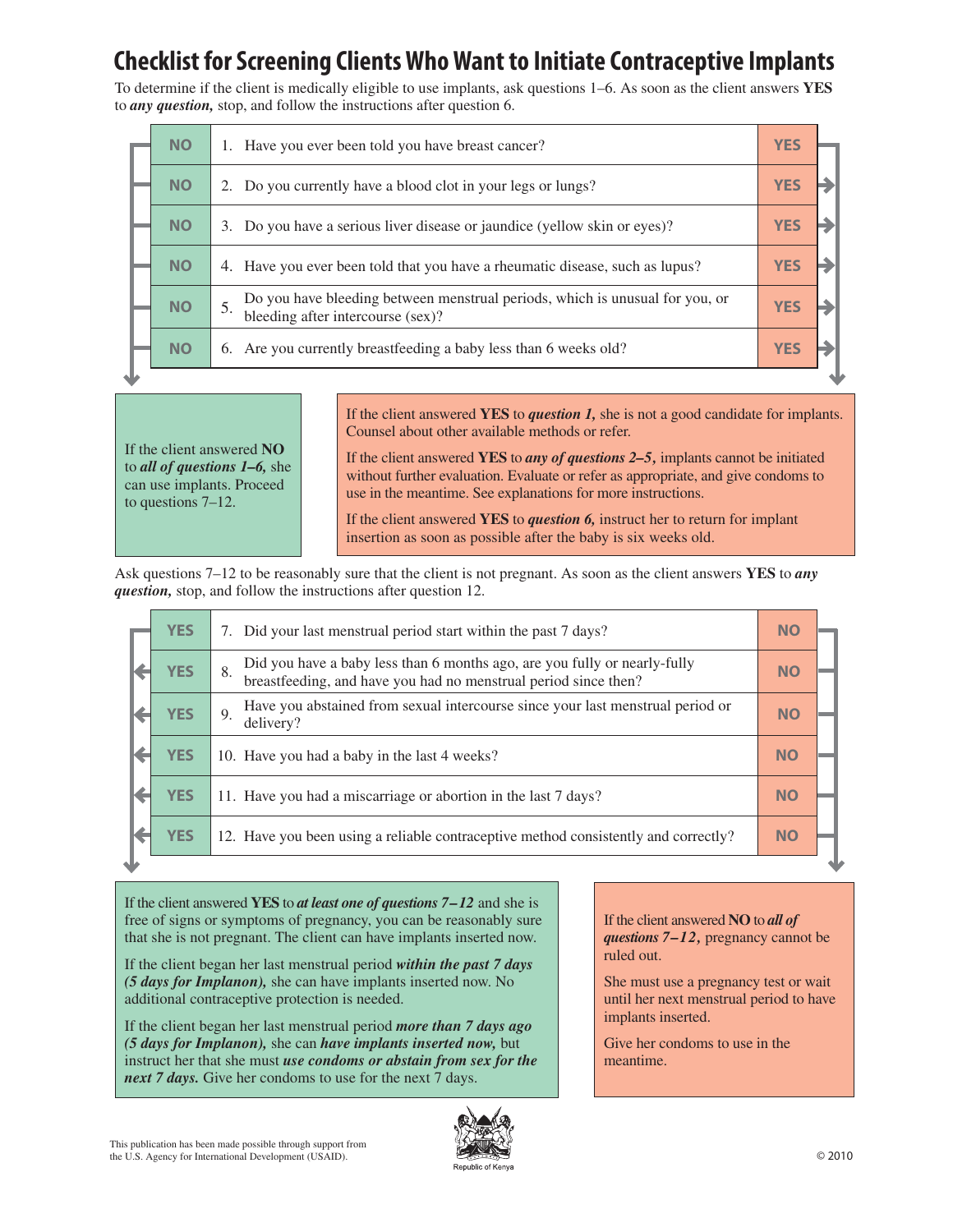# Checklist for Screening Clients Who Want to Initiate Contraceptive Implants

To determine if the client is medically eligible to use implants, ask questions 1–6. As soon as the client answers **YES** to ***any question,*** stop, and follow the instructions after question 6.

| | | |
|---|---|---|
| NO | 1. Have you ever been told you have breast cancer? | YES |
| NO | 2. Do you currently have a blood clot in your legs or lungs? | YES |
| NO | 3. Do you have a serious liver disease or jaundice (yellow skin or eyes)? | YES |
| NO | 4. Have you ever been told that you have a rheumatic disease, such as lupus? | YES |
| NO | 5. Do you have bleeding between menstrual periods, which is unusual for you, or bleeding after intercourse (sex)? | YES |
| NO | 6. Are you currently breastfeeding a baby less than 6 weeks old? | YES |

If the client answered **NO** to ***all of questions 1–6,*** she can use implants. Proceed to questions 7–12.

If the client answered **YES** to ***question 1,*** she is not a good candidate for implants. Counsel about other available methods or refer.

If the client answered **YES** to ***any of questions 2–5,*** implants cannot be initiated without further evaluation. Evaluate or refer as appropriate, and give condoms to use in the meantime. See explanations for more instructions.

If the client answered **YES** to ***question 6,*** instruct her to return for implant insertion as soon as possible after the baby is six weeks old.

Ask questions 7–12 to be reasonably sure that the client is not pregnant. As soon as the client answers **YES** to ***any question,*** stop, and follow the instructions after question 12.

| | | |
|---|---|---|
| YES | 7. Did your last menstrual period start within the past 7 days? | NO |
| YES | 8. Did you have a baby less than 6 months ago, are you fully or nearly-fully breastfeeding, and have you had no menstrual period since then? | NO |
| YES | 9. Have you abstained from sexual intercourse since your last menstrual period or delivery? | NO |
| YES | 10. Have you had a baby in the last 4 weeks? | NO |
| YES | 11. Have you had a miscarriage or abortion in the last 7 days? | NO |
| YES | 12. Have you been using a reliable contraceptive method consistently and correctly? | NO |

If the client answered **YES** to ***at least one of questions 7–12*** and she is free of signs or symptoms of pregnancy, you can be reasonably sure that she is not pregnant. The client can have implants inserted now.

If the client began her last menstrual period ***within the past 7 days (5 days for Implanon),*** she can have implants inserted now. No additional contraceptive protection is needed.

If the client began her last menstrual period ***more than 7 days ago (5 days for Implanon),*** she can ***have implants inserted now,*** but instruct her that she must ***use condoms or abstain from sex for the next 7 days.*** Give her condoms to use for the next 7 days.

If the client answered **NO** to ***all of questions 7–12,*** pregnancy cannot be ruled out.

She must use a pregnancy test or wait until her next menstrual period to have implants inserted.

Give her condoms to use in the meantime.

This publication has been made possible through support from the U.S. Agency for International Development (USAID).

Republic of Kenya

© 2010